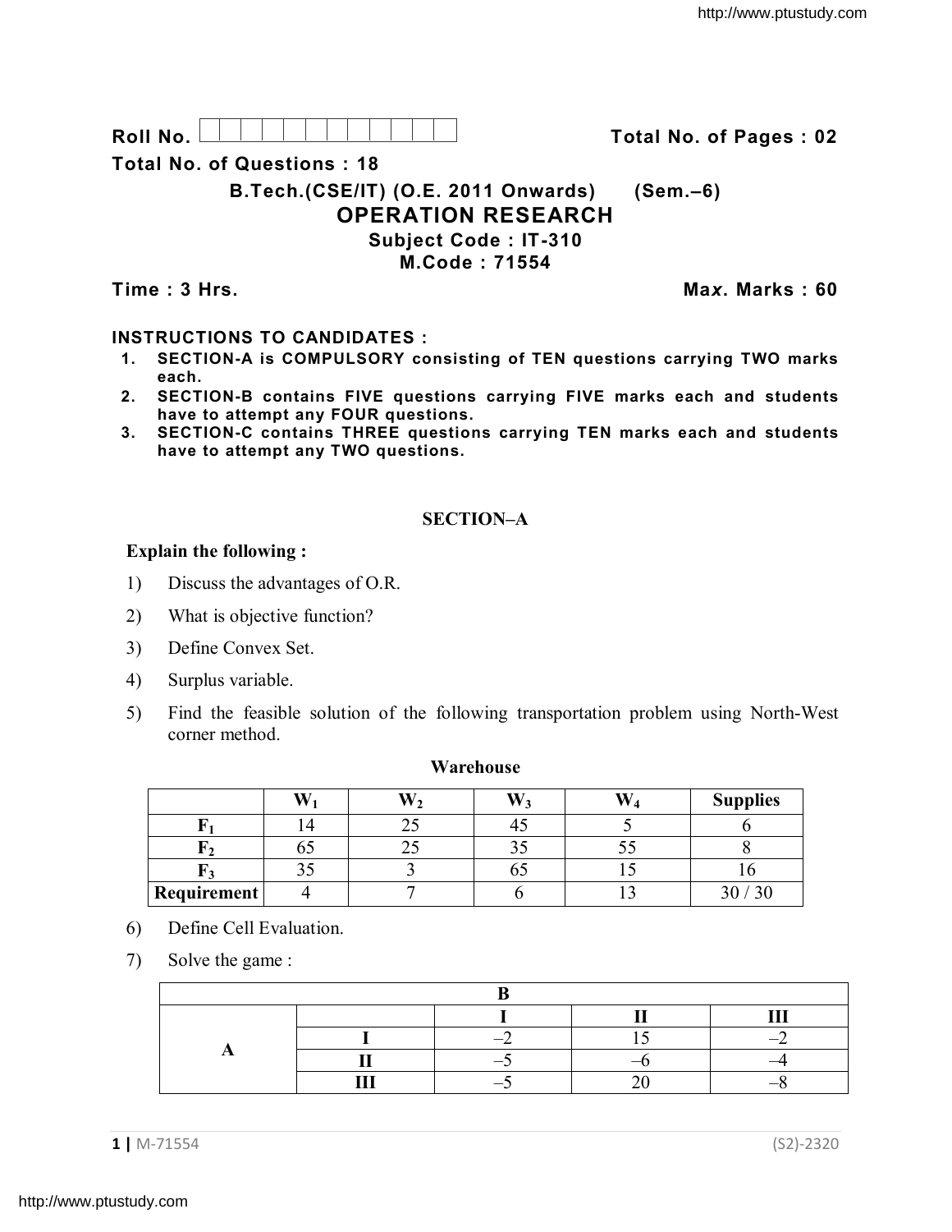**Roll No.** | | | | | | | | | | | | **Total No. of Pages : 02**

**Total No. of Questions : 18**

**B.Tech.(CSE/IT) (O.E. 2011 Onwards) (Sem.–6)**

# OPERATION RESEARCH

**Subject Code : IT-310**

**M.Code : 71554**

**Time : 3 Hrs.** **Max. Marks : 60**

**INSTRUCTIONS TO CANDIDATES :**

1. **SECTION-A is COMPULSORY consisting of TEN questions carrying TWO marks each.**
2. **SECTION-B contains FIVE questions carrying FIVE marks each and students have to attempt any FOUR questions.**
3. **SECTION-C contains THREE questions carrying TEN marks each and students have to attempt any TWO questions.**

## SECTION–A

**Explain the following :**

1) Discuss the advantages of O.R.

2) What is objective function?

3) Define Convex Set.

4) Surplus variable.

5) Find the feasible solution of the following transportation problem using North-West corner method.

**Warehouse**

| | $W_1$ | $W_2$ | $W_3$ | $W_4$ | Supplies |
|---|---|---|---|---|---|
| $F_1$ | 14 | 25 | 45 | 5 | 6 |
| $F_2$ | 65 | 25 | 35 | 55 | 8 |
| $F_3$ | 35 | 3 | 65 | 15 | 16 |
| **Requirement** | 4 | 7 | 6 | 13 | 30 / 30 |

6) Define Cell Evaluation.

7) Solve the game :

| | | B | | |
|---|---|---|---|---|
| | | I | II | III |
| A | I | –2 | 15 | –2 |
| | II | –5 | –6 | –4 |
| | III | –5 | 20 | –8 |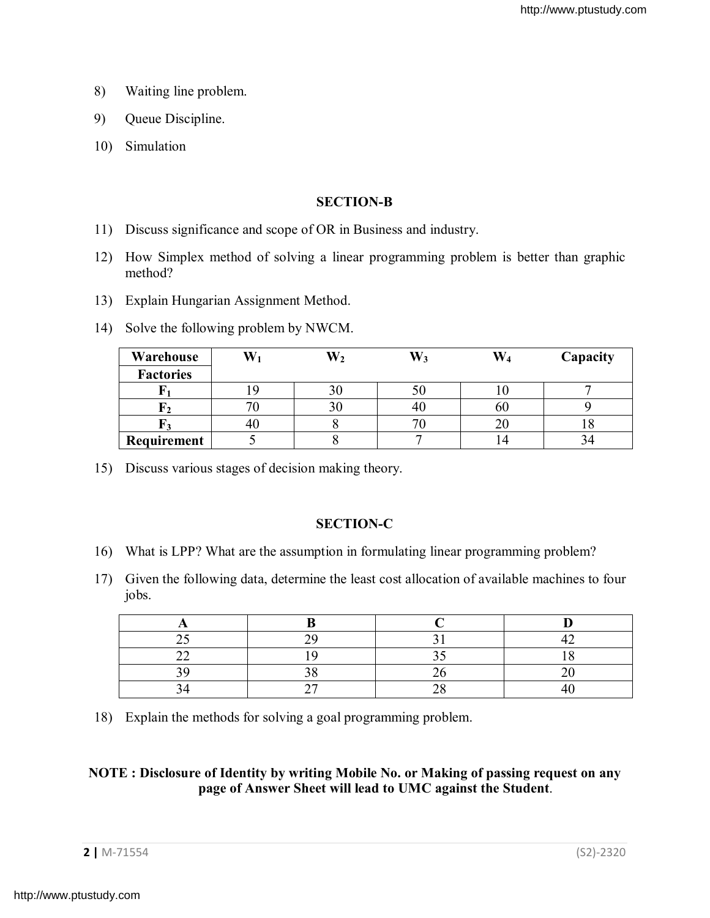8) Waiting line problem.

9) Queue Discipline.

10) Simulation

**SECTION-B**

11) Discuss significance and scope of OR in Business and industry.

12) How Simplex method of solving a linear programming problem is better than graphic method?

13) Explain Hungarian Assignment Method.

14) Solve the following problem by NWCM.

| Warehouse / Factories | $W_1$ | $W_2$ | $W_3$ | $W_4$ | Capacity |
|---|---|---|---|---|---|
| $F_1$ | 19 | 30 | 50 | 10 | 7 |
| $F_2$ | 70 | 30 | 40 | 60 | 9 |
| $F_3$ | 40 | 8 | 70 | 20 | 18 |
| Requirement | 5 | 8 | 7 | 14 | 34 |

15) Discuss various stages of decision making theory.

**SECTION-C**

16) What is LPP? What are the assumption in formulating linear programming problem?

17) Given the following data, determine the least cost allocation of available machines to four jobs.

| A | B | C | D |
|---|---|---|---|
| 25 | 29 | 31 | 42 |
| 22 | 19 | 35 | 18 |
| 39 | 38 | 26 | 20 |
| 34 | 27 | 28 | 40 |

18) Explain the methods for solving a goal programming problem.

**NOTE : Disclosure of Identity by writing Mobile No. or Making of passing request on any page of Answer Sheet will lead to UMC against the Student.**